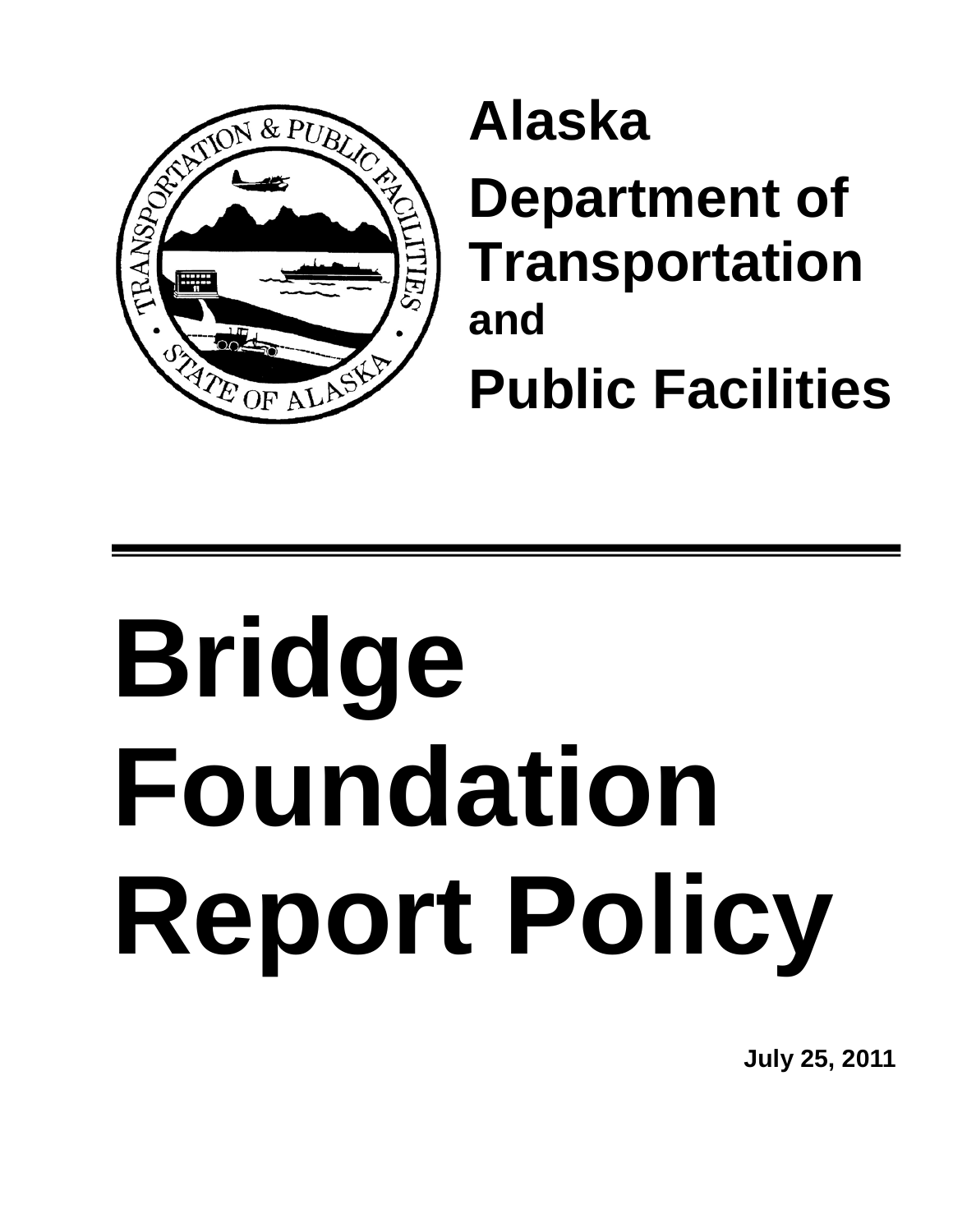# Alaska Department of Transportation and Public Facilities

---

# Bridge Foundation Report Policy

**July 25, 2011**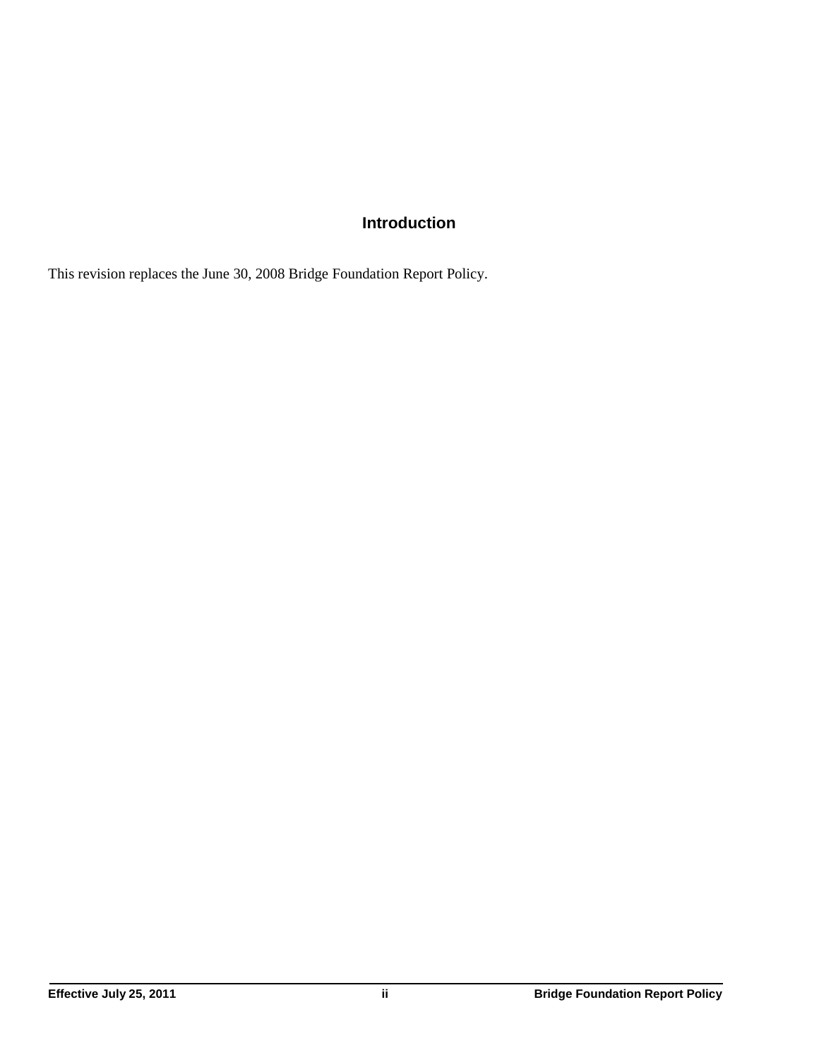## Introduction

This revision replaces the June 30, 2008 Bridge Foundation Report Policy.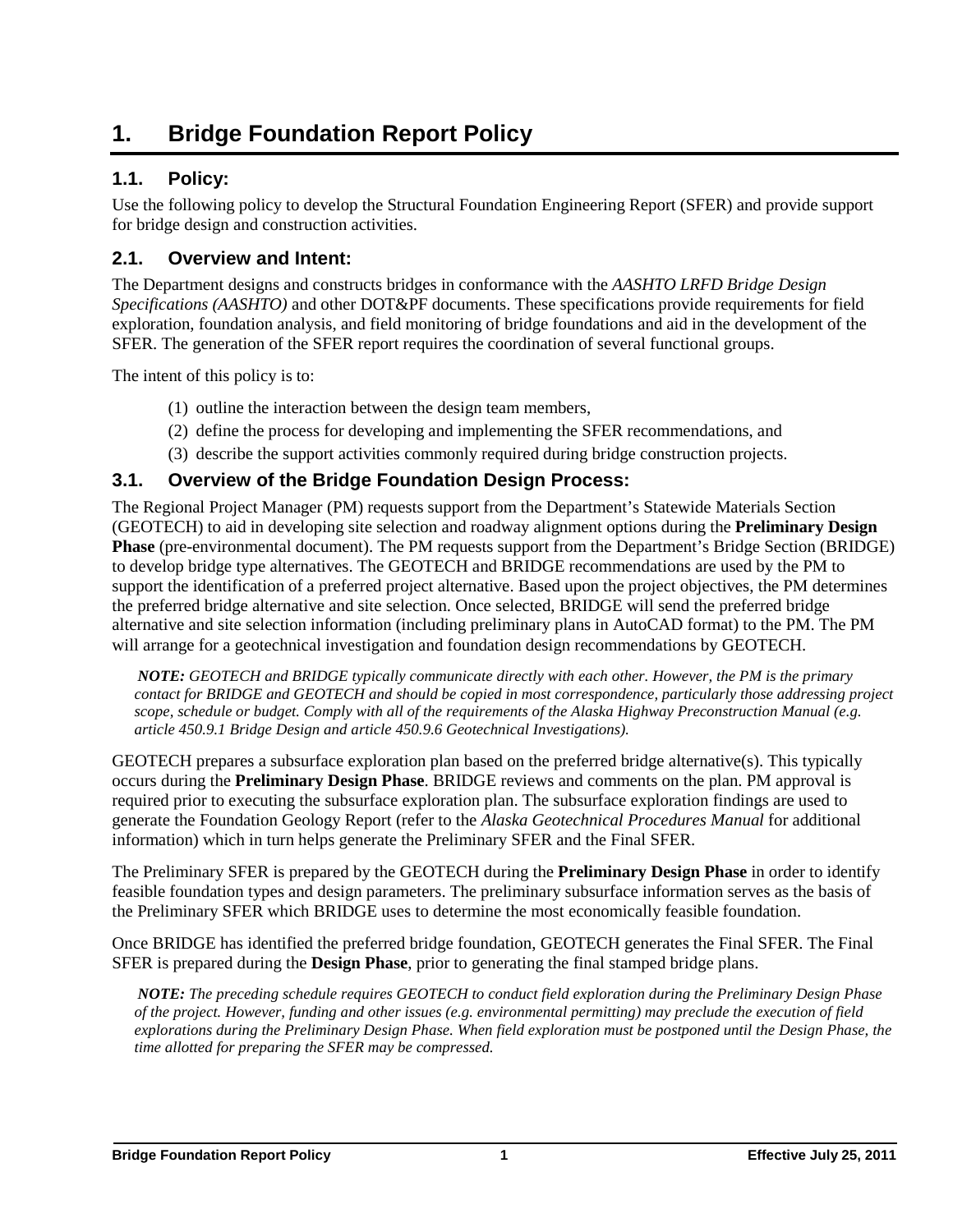# 1. Bridge Foundation Report Policy

## 1.1. Policy:

Use the following policy to develop the Structural Foundation Engineering Report (SFER) and provide support for bridge design and construction activities.

## 2.1. Overview and Intent:

The Department designs and constructs bridges in conformance with the *AASHTO LRFD Bridge Design Specifications (AASHTO)* and other DOT&PF documents. These specifications provide requirements for field exploration, foundation analysis, and field monitoring of bridge foundations and aid in the development of the SFER. The generation of the SFER report requires the coordination of several functional groups.

The intent of this policy is to:

(1) outline the interaction between the design team members,

(2) define the process for developing and implementing the SFER recommendations, and

(3) describe the support activities commonly required during bridge construction projects.

## 3.1. Overview of the Bridge Foundation Design Process:

The Regional Project Manager (PM) requests support from the Department's Statewide Materials Section (GEOTECH) to aid in developing site selection and roadway alignment options during the **Preliminary Design Phase** (pre-environmental document). The PM requests support from the Department's Bridge Section (BRIDGE) to develop bridge type alternatives. The GEOTECH and BRIDGE recommendations are used by the PM to support the identification of a preferred project alternative. Based upon the project objectives, the PM determines the preferred bridge alternative and site selection. Once selected, BRIDGE will send the preferred bridge alternative and site selection information (including preliminary plans in AutoCAD format) to the PM. The PM will arrange for a geotechnical investigation and foundation design recommendations by GEOTECH.

> ***NOTE:*** *GEOTECH and BRIDGE typically communicate directly with each other. However, the PM is the primary contact for BRIDGE and GEOTECH and should be copied in most correspondence, particularly those addressing project scope, schedule or budget. Comply with all of the requirements of the Alaska Highway Preconstruction Manual (e.g. article 450.9.1 Bridge Design and article 450.9.6 Geotechnical Investigations).*

GEOTECH prepares a subsurface exploration plan based on the preferred bridge alternative(s). This typically occurs during the **Preliminary Design Phase**. BRIDGE reviews and comments on the plan. PM approval is required prior to executing the subsurface exploration plan. The subsurface exploration findings are used to generate the Foundation Geology Report (refer to the *Alaska Geotechnical Procedures Manual* for additional information) which in turn helps generate the Preliminary SFER and the Final SFER.

The Preliminary SFER is prepared by the GEOTECH during the **Preliminary Design Phase** in order to identify feasible foundation types and design parameters. The preliminary subsurface information serves as the basis of the Preliminary SFER which BRIDGE uses to determine the most economically feasible foundation.

Once BRIDGE has identified the preferred bridge foundation, GEOTECH generates the Final SFER. The Final SFER is prepared during the **Design Phase**, prior to generating the final stamped bridge plans.

> ***NOTE:*** *The preceding schedule requires GEOTECH to conduct field exploration during the Preliminary Design Phase of the project. However, funding and other issues (e.g. environmental permitting) may preclude the execution of field explorations during the Preliminary Design Phase. When field exploration must be postponed until the Design Phase, the time allotted for preparing the SFER may be compressed.*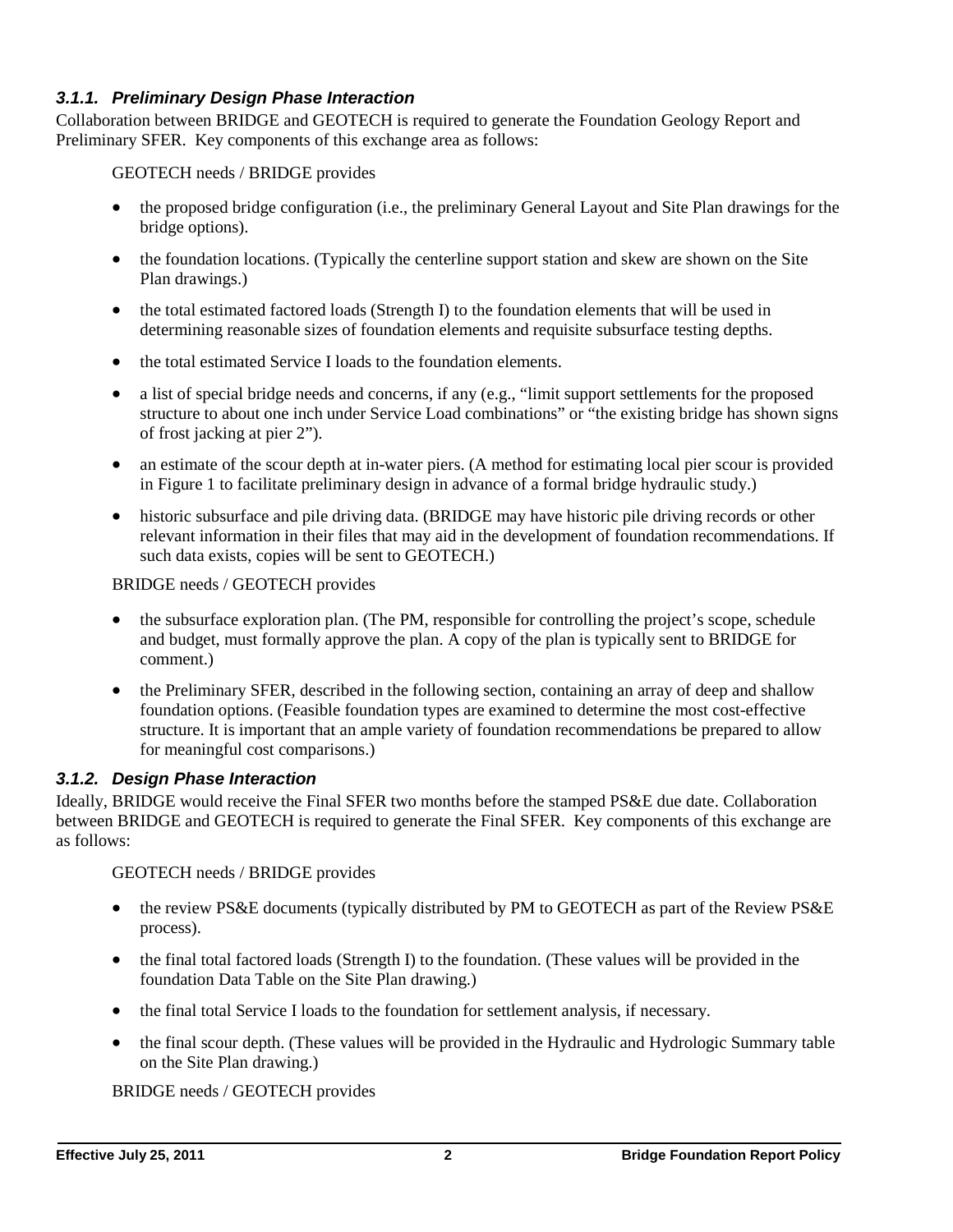### *3.1.1. Preliminary Design Phase Interaction*

Collaboration between BRIDGE and GEOTECH is required to generate the Foundation Geology Report and Preliminary SFER. Key components of this exchange area as follows:

GEOTECH needs / BRIDGE provides

- the proposed bridge configuration (i.e., the preliminary General Layout and Site Plan drawings for the bridge options).
- the foundation locations. (Typically the centerline support station and skew are shown on the Site Plan drawings.)
- the total estimated factored loads (Strength I) to the foundation elements that will be used in determining reasonable sizes of foundation elements and requisite subsurface testing depths.
- the total estimated Service I loads to the foundation elements.
- a list of special bridge needs and concerns, if any (e.g., "limit support settlements for the proposed structure to about one inch under Service Load combinations" or "the existing bridge has shown signs of frost jacking at pier 2").
- an estimate of the scour depth at in-water piers. (A method for estimating local pier scour is provided in Figure 1 to facilitate preliminary design in advance of a formal bridge hydraulic study.)
- historic subsurface and pile driving data. (BRIDGE may have historic pile driving records or other relevant information in their files that may aid in the development of foundation recommendations. If such data exists, copies will be sent to GEOTECH.)

BRIDGE needs / GEOTECH provides

- the subsurface exploration plan. (The PM, responsible for controlling the project's scope, schedule and budget, must formally approve the plan. A copy of the plan is typically sent to BRIDGE for comment.)
- the Preliminary SFER, described in the following section, containing an array of deep and shallow foundation options. (Feasible foundation types are examined to determine the most cost-effective structure. It is important that an ample variety of foundation recommendations be prepared to allow for meaningful cost comparisons.)

### *3.1.2. Design Phase Interaction*

Ideally, BRIDGE would receive the Final SFER two months before the stamped PS&E due date. Collaboration between BRIDGE and GEOTECH is required to generate the Final SFER. Key components of this exchange are as follows:

GEOTECH needs / BRIDGE provides

- the review PS&E documents (typically distributed by PM to GEOTECH as part of the Review PS&E process).
- the final total factored loads (Strength I) to the foundation. (These values will be provided in the foundation Data Table on the Site Plan drawing.)
- the final total Service I loads to the foundation for settlement analysis, if necessary.
- the final scour depth. (These values will be provided in the Hydraulic and Hydrologic Summary table on the Site Plan drawing.)

BRIDGE needs / GEOTECH provides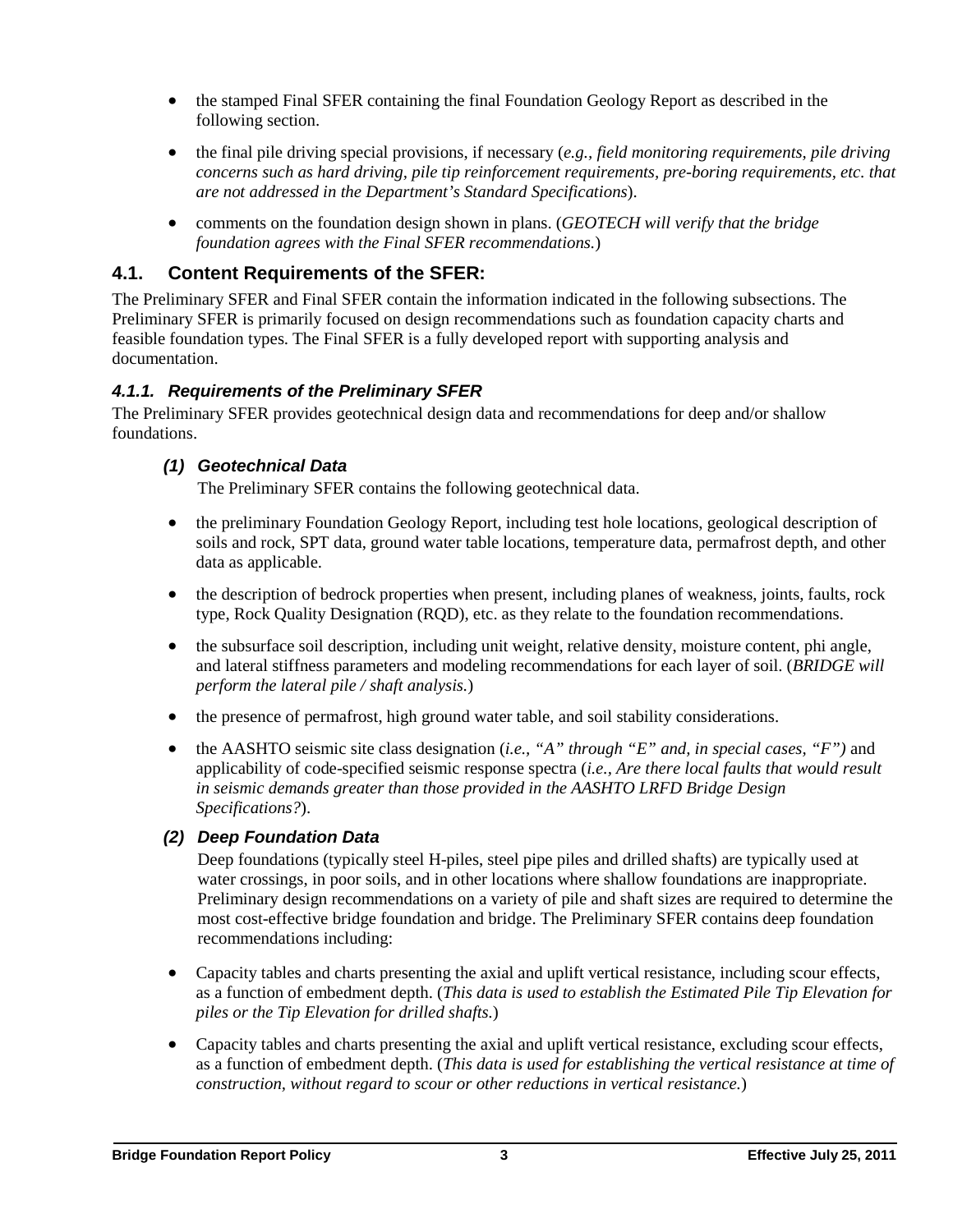- the stamped Final SFER containing the final Foundation Geology Report as described in the following section.
- the final pile driving special provisions, if necessary (*e.g., field monitoring requirements, pile driving concerns such as hard driving, pile tip reinforcement requirements, pre-boring requirements, etc. that are not addressed in the Department's Standard Specifications*).
- comments on the foundation design shown in plans. (*GEOTECH will verify that the bridge foundation agrees with the Final SFER recommendations.*)

## 4.1. Content Requirements of the SFER:

The Preliminary SFER and Final SFER contain the information indicated in the following subsections. The Preliminary SFER is primarily focused on design recommendations such as foundation capacity charts and feasible foundation types. The Final SFER is a fully developed report with supporting analysis and documentation.

### *4.1.1. Requirements of the Preliminary SFER*

The Preliminary SFER provides geotechnical design data and recommendations for deep and/or shallow foundations.

#### *(1) Geotechnical Data*

The Preliminary SFER contains the following geotechnical data.

- the preliminary Foundation Geology Report, including test hole locations, geological description of soils and rock, SPT data, ground water table locations, temperature data, permafrost depth, and other data as applicable.
- the description of bedrock properties when present, including planes of weakness, joints, faults, rock type, Rock Quality Designation (RQD), etc. as they relate to the foundation recommendations.
- the subsurface soil description, including unit weight, relative density, moisture content, phi angle, and lateral stiffness parameters and modeling recommendations for each layer of soil. (*BRIDGE will perform the lateral pile / shaft analysis.*)
- the presence of permafrost, high ground water table, and soil stability considerations.
- the AASHTO seismic site class designation (*i.e., "A" through "E" and, in special cases, "F")* and applicability of code-specified seismic response spectra (*i.e., Are there local faults that would result in seismic demands greater than those provided in the AASHTO LRFD Bridge Design Specifications?*).

#### *(2) Deep Foundation Data*

Deep foundations (typically steel H-piles, steel pipe piles and drilled shafts) are typically used at water crossings, in poor soils, and in other locations where shallow foundations are inappropriate. Preliminary design recommendations on a variety of pile and shaft sizes are required to determine the most cost-effective bridge foundation and bridge. The Preliminary SFER contains deep foundation recommendations including:

- Capacity tables and charts presenting the axial and uplift vertical resistance, including scour effects, as a function of embedment depth. (*This data is used to establish the Estimated Pile Tip Elevation for piles or the Tip Elevation for drilled shafts.*)
- Capacity tables and charts presenting the axial and uplift vertical resistance, excluding scour effects, as a function of embedment depth. (*This data is used for establishing the vertical resistance at time of construction, without regard to scour or other reductions in vertical resistance.*)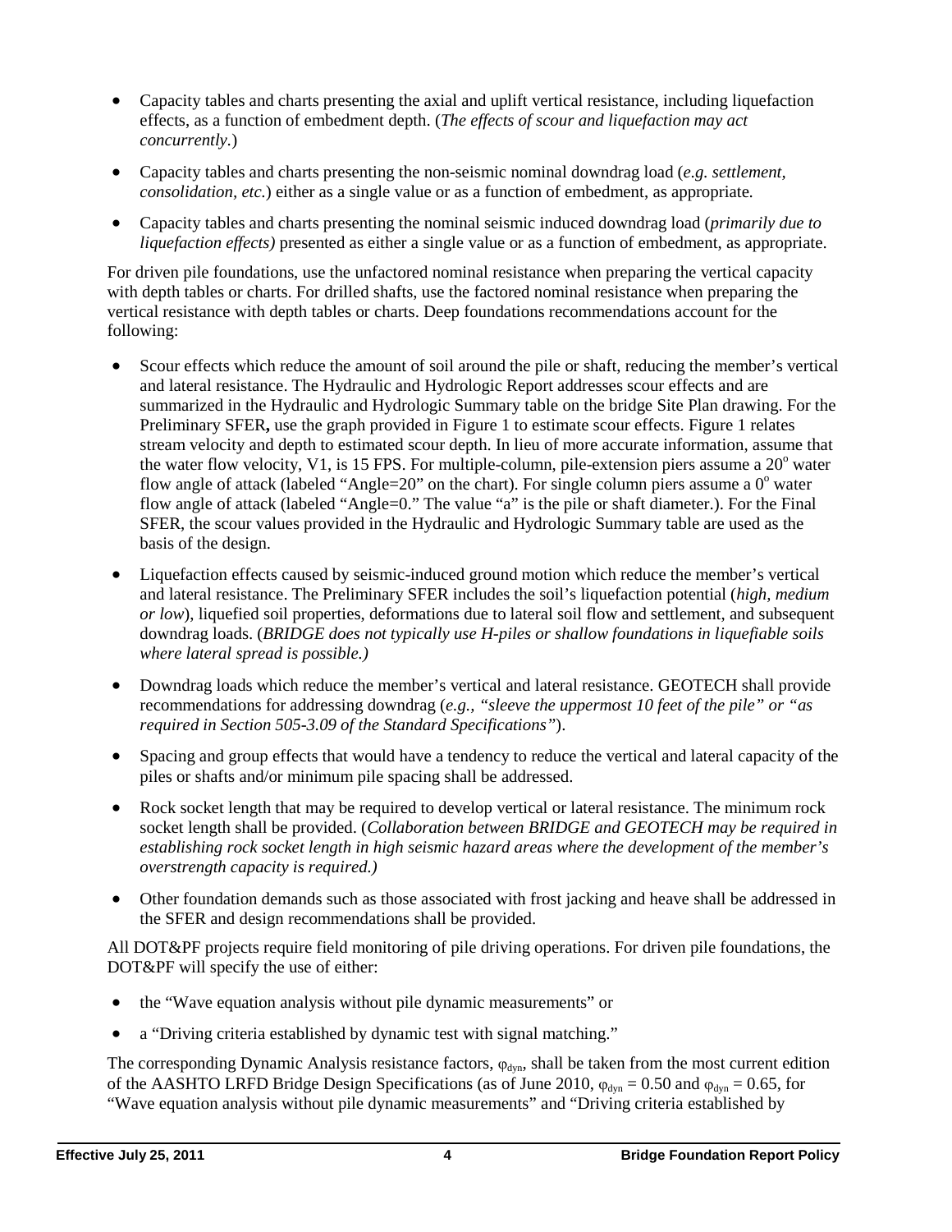- Capacity tables and charts presenting the axial and uplift vertical resistance, including liquefaction effects, as a function of embedment depth. (*The effects of scour and liquefaction may act concurrently.*)
- Capacity tables and charts presenting the non-seismic nominal downdrag load (*e.g. settlement, consolidation, etc.*) either as a single value or as a function of embedment, as appropriate.
- Capacity tables and charts presenting the nominal seismic induced downdrag load (*primarily due to liquefaction effects)* presented as either a single value or as a function of embedment, as appropriate.

For driven pile foundations, use the unfactored nominal resistance when preparing the vertical capacity with depth tables or charts. For drilled shafts, use the factored nominal resistance when preparing the vertical resistance with depth tables or charts. Deep foundations recommendations account for the following:

- Scour effects which reduce the amount of soil around the pile or shaft, reducing the member's vertical and lateral resistance. The Hydraulic and Hydrologic Report addresses scour effects and are summarized in the Hydraulic and Hydrologic Summary table on the bridge Site Plan drawing. For the Preliminary SFER**,** use the graph provided in Figure 1 to estimate scour effects. Figure 1 relates stream velocity and depth to estimated scour depth. In lieu of more accurate information, assume that the water flow velocity, V1, is 15 FPS. For multiple-column, pile-extension piers assume a $20^o$ water flow angle of attack (labeled "Angle=20" on the chart). For single column piers assume a $0^o$ water flow angle of attack (labeled "Angle=0." The value "a" is the pile or shaft diameter.). For the Final SFER, the scour values provided in the Hydraulic and Hydrologic Summary table are used as the basis of the design.
- Liquefaction effects caused by seismic-induced ground motion which reduce the member's vertical and lateral resistance. The Preliminary SFER includes the soil's liquefaction potential (*high, medium or low*), liquefied soil properties, deformations due to lateral soil flow and settlement, and subsequent downdrag loads. (*BRIDGE does not typically use H-piles or shallow foundations in liquefiable soils where lateral spread is possible.)*
- Downdrag loads which reduce the member's vertical and lateral resistance. GEOTECH shall provide recommendations for addressing downdrag (*e.g., "sleeve the uppermost 10 feet of the pile" or "as required in Section 505-3.09 of the Standard Specifications"*).
- Spacing and group effects that would have a tendency to reduce the vertical and lateral capacity of the piles or shafts and/or minimum pile spacing shall be addressed.
- Rock socket length that may be required to develop vertical or lateral resistance. The minimum rock socket length shall be provided. (*Collaboration between BRIDGE and GEOTECH may be required in establishing rock socket length in high seismic hazard areas where the development of the member's overstrength capacity is required.)*
- Other foundation demands such as those associated with frost jacking and heave shall be addressed in the SFER and design recommendations shall be provided.

All DOT&PF projects require field monitoring of pile driving operations. For driven pile foundations, the DOT&PF will specify the use of either:

- the "Wave equation analysis without pile dynamic measurements" or
- a "Driving criteria established by dynamic test with signal matching."

The corresponding Dynamic Analysis resistance factors, $\varphi_{dyn}$, shall be taken from the most current edition of the AASHTO LRFD Bridge Design Specifications (as of June 2010, $\varphi_{dyn} = 0.50$ and $\varphi_{dyn} = 0.65$, for "Wave equation analysis without pile dynamic measurements" and "Driving criteria established by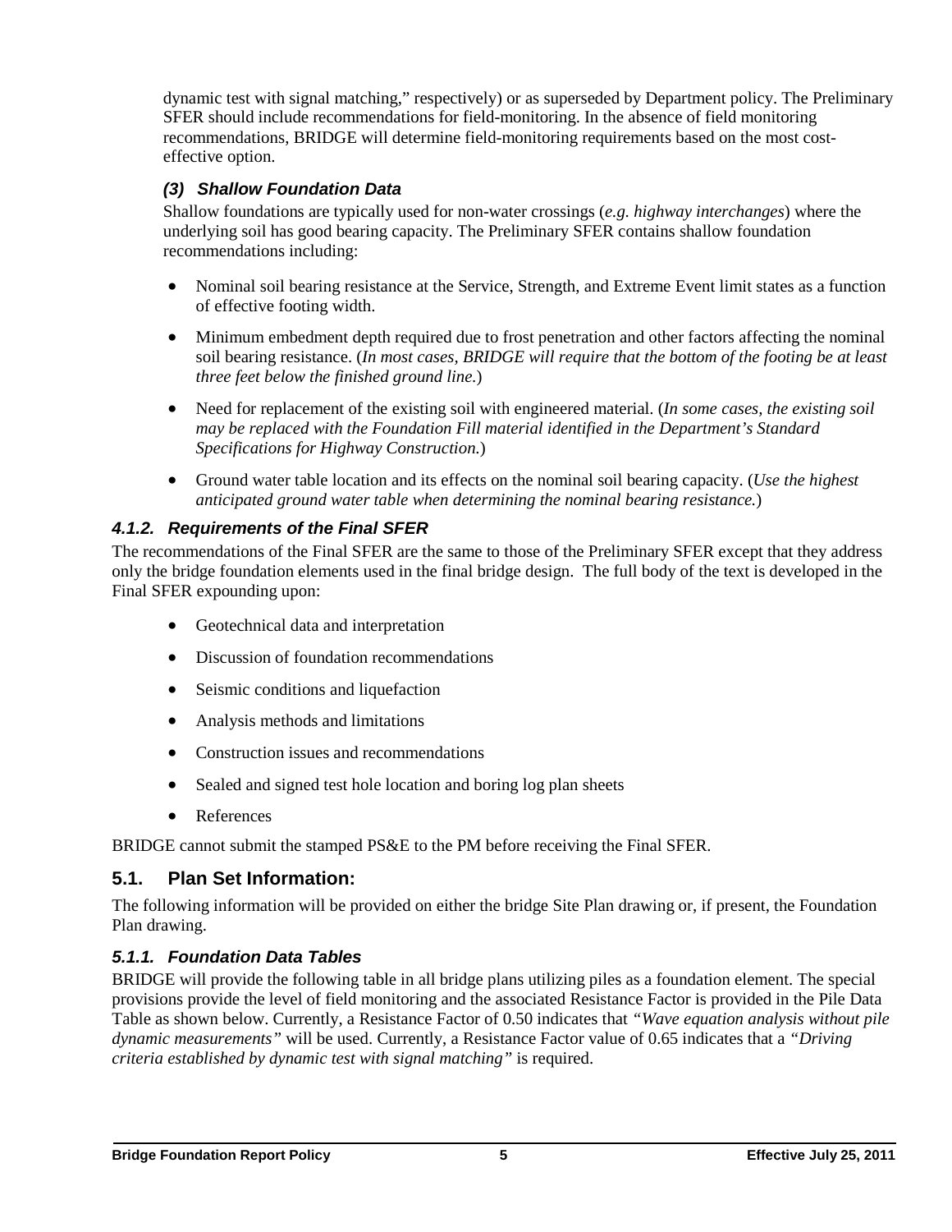dynamic test with signal matching," respectively) or as superseded by Department policy. The Preliminary SFER should include recommendations for field-monitoring. In the absence of field monitoring recommendations, BRIDGE will determine field-monitoring requirements based on the most cost-effective option.

#### *(3) Shallow Foundation Data*

Shallow foundations are typically used for non-water crossings (*e.g. highway interchanges*) where the underlying soil has good bearing capacity. The Preliminary SFER contains shallow foundation recommendations including:

- Nominal soil bearing resistance at the Service, Strength, and Extreme Event limit states as a function of effective footing width.
- Minimum embedment depth required due to frost penetration and other factors affecting the nominal soil bearing resistance. (*In most cases, BRIDGE will require that the bottom of the footing be at least three feet below the finished ground line.*)
- Need for replacement of the existing soil with engineered material. (*In some cases, the existing soil may be replaced with the Foundation Fill material identified in the Department's Standard Specifications for Highway Construction.*)
- Ground water table location and its effects on the nominal soil bearing capacity. (*Use the highest anticipated ground water table when determining the nominal bearing resistance.*)

### *4.1.2. Requirements of the Final SFER*

The recommendations of the Final SFER are the same to those of the Preliminary SFER except that they address only the bridge foundation elements used in the final bridge design. The full body of the text is developed in the Final SFER expounding upon:

- Geotechnical data and interpretation
- Discussion of foundation recommendations
- Seismic conditions and liquefaction
- Analysis methods and limitations
- Construction issues and recommendations
- Sealed and signed test hole location and boring log plan sheets
- References

BRIDGE cannot submit the stamped PS&E to the PM before receiving the Final SFER.

## 5.1. Plan Set Information:

The following information will be provided on either the bridge Site Plan drawing or, if present, the Foundation Plan drawing.

### *5.1.1. Foundation Data Tables*

BRIDGE will provide the following table in all bridge plans utilizing piles as a foundation element. The special provisions provide the level of field monitoring and the associated Resistance Factor is provided in the Pile Data Table as shown below. Currently, a Resistance Factor of 0.50 indicates that *"Wave equation analysis without pile dynamic measurements"* will be used. Currently, a Resistance Factor value of 0.65 indicates that a *"Driving criteria established by dynamic test with signal matching"* is required.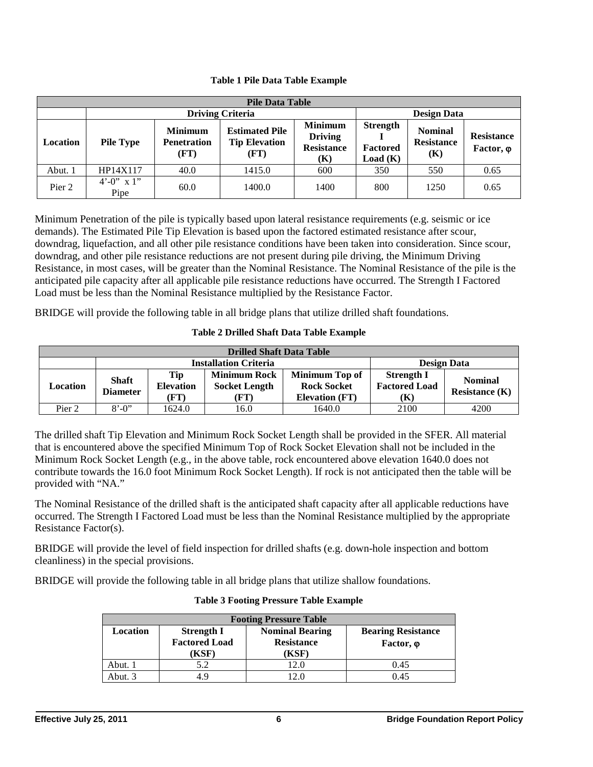**Table 1 Pile Data Table Example**

| Pile Data Table | | | | | | | |
|---|---|---|---|---|---|---|---|
| | Driving Criteria | | | | Design Data | | |
| Location | Pile Type | Minimum Penetration (FT) | Estimated Pile Tip Elevation (FT) | Minimum Driving Resistance (K) | Strength I Factored Load (K) | Nominal Resistance (K) | Resistance Factor, φ |
| Abut. 1 | HP14X117 | 40.0 | 1415.0 | 600 | 350 | 550 | 0.65 |
| Pier 2 | 4'-0" x 1" Pipe | 60.0 | 1400.0 | 1400 | 800 | 1250 | 0.65 |

Minimum Penetration of the pile is typically based upon lateral resistance requirements (e.g. seismic or ice demands). The Estimated Pile Tip Elevation is based upon the factored estimated resistance after scour, downdrag, liquefaction, and all other pile resistance conditions have been taken into consideration. Since scour, downdrag, and other pile resistance reductions are not present during pile driving, the Minimum Driving Resistance, in most cases, will be greater than the Nominal Resistance. The Nominal Resistance of the pile is the anticipated pile capacity after all applicable pile resistance reductions have occurred. The Strength I Factored Load must be less than the Nominal Resistance multiplied by the Resistance Factor.

BRIDGE will provide the following table in all bridge plans that utilize drilled shaft foundations.

**Table 2 Drilled Shaft Data Table Example**

| Drilled Shaft Data Table | | | | | | |
|---|---|---|---|---|---|---|
| | Installation Criteria | | | | Design Data | |
| Location | Shaft Diameter | Tip Elevation (FT) | Minimum Rock Socket Length (FT) | Minimum Top of Rock Socket Elevation (FT) | Strength I Factored Load (K) | Nominal Resistance (K) |
| Pier 2 | 8'-0" | 1624.0 | 16.0 | 1640.0 | 2100 | 4200 |

The drilled shaft Tip Elevation and Minimum Rock Socket Length shall be provided in the SFER. All material that is encountered above the specified Minimum Top of Rock Socket Elevation shall not be included in the Minimum Rock Socket Length (e.g., in the above table, rock encountered above elevation 1640.0 does not contribute towards the 16.0 foot Minimum Rock Socket Length). If rock is not anticipated then the table will be provided with "NA."

The Nominal Resistance of the drilled shaft is the anticipated shaft capacity after all applicable reductions have occurred. The Strength I Factored Load must be less than the Nominal Resistance multiplied by the appropriate Resistance Factor(s).

BRIDGE will provide the level of field inspection for drilled shafts (e.g. down-hole inspection and bottom cleanliness) in the special provisions.

BRIDGE will provide the following table in all bridge plans that utilize shallow foundations.

**Table 3 Footing Pressure Table Example**

| Footing Pressure Table | | | |
|---|---|---|---|
| Location | Strength I Factored Load (KSF) | Nominal Bearing Resistance (KSF) | Bearing Resistance Factor, φ |
| Abut. 1 | 5.2 | 12.0 | 0.45 |
| Abut. 3 | 4.9 | 12.0 | 0.45 |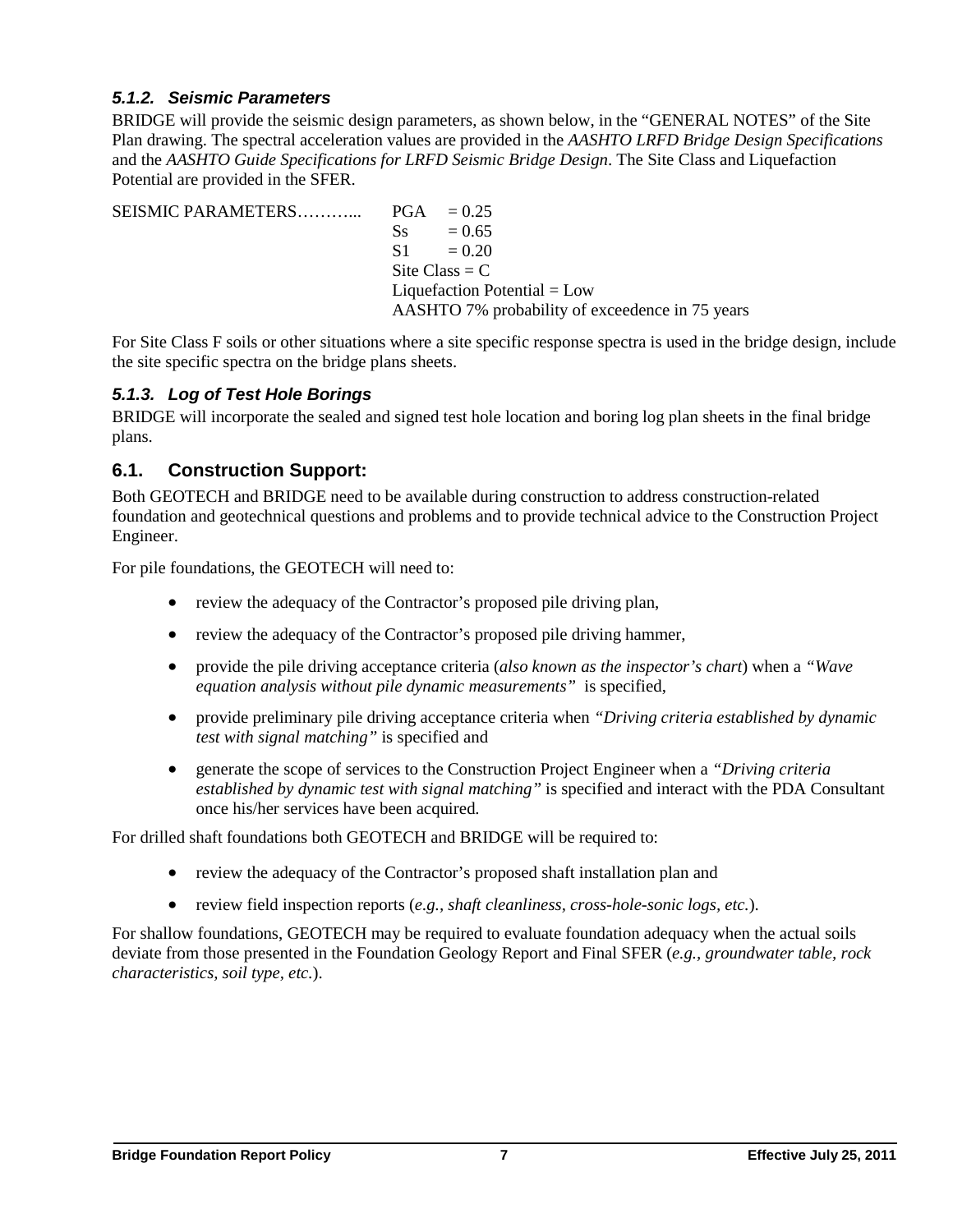### *5.1.2. Seismic Parameters*

BRIDGE will provide the seismic design parameters, as shown below, in the "GENERAL NOTES" of the Site Plan drawing. The spectral acceleration values are provided in the *AASHTO LRFD Bridge Design Specifications* and the *AASHTO Guide Specifications for LRFD Seismic Bridge Design*. The Site Class and Liquefaction Potential are provided in the SFER.

```
SEISMIC PARAMETERS………...    PGA   = 0.25
                              Ss    = 0.65
                              S1    = 0.20
                              Site Class = C
                              Liquefaction Potential = Low
                              AASHTO 7% probability of exceedence in 75 years
```

For Site Class F soils or other situations where a site specific response spectra is used in the bridge design, include the site specific spectra on the bridge plans sheets.

### *5.1.3. Log of Test Hole Borings*

BRIDGE will incorporate the sealed and signed test hole location and boring log plan sheets in the final bridge plans.

## 6.1. Construction Support:

Both GEOTECH and BRIDGE need to be available during construction to address construction-related foundation and geotechnical questions and problems and to provide technical advice to the Construction Project Engineer.

For pile foundations, the GEOTECH will need to:

- review the adequacy of the Contractor's proposed pile driving plan,
- review the adequacy of the Contractor's proposed pile driving hammer,
- provide the pile driving acceptance criteria (*also known as the inspector's chart*) when a *"Wave equation analysis without pile dynamic measurements"* is specified,
- provide preliminary pile driving acceptance criteria when *"Driving criteria established by dynamic test with signal matching"* is specified and
- generate the scope of services to the Construction Project Engineer when a *"Driving criteria established by dynamic test with signal matching"* is specified and interact with the PDA Consultant once his/her services have been acquired.

For drilled shaft foundations both GEOTECH and BRIDGE will be required to:

- review the adequacy of the Contractor's proposed shaft installation plan and
- review field inspection reports (*e.g., shaft cleanliness, cross-hole-sonic logs, etc.*).

For shallow foundations, GEOTECH may be required to evaluate foundation adequacy when the actual soils deviate from those presented in the Foundation Geology Report and Final SFER (*e.g., groundwater table, rock characteristics, soil type, etc.*).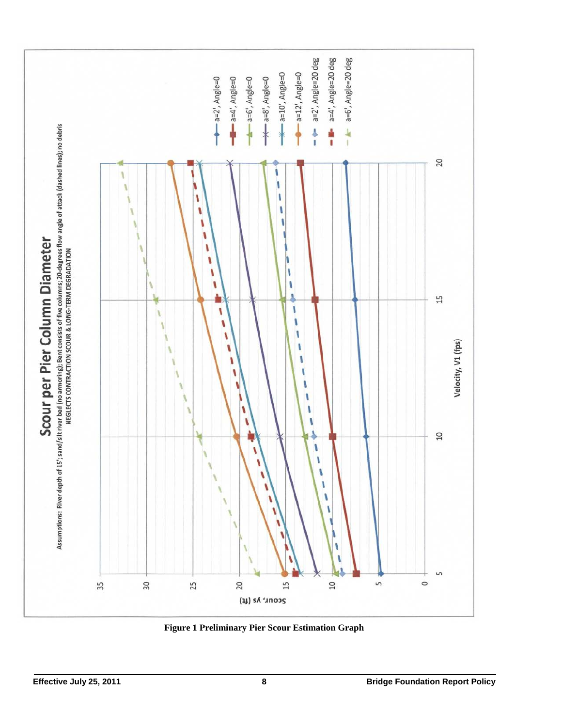Scour per Pier Column Diameter

Assumptions: River depth of 15'; sand/silt river bed (no armoring); Bent consists of five columns; 20-degrees flow angle of attack (dashed lines); no debris

NEGLECTS CONTRACTION SCOUR & LONG-TERM DEGRADATION

Scour, ys (ft)

35
30
25
20
15
10
5
0

Velocity, V1 (fps)

5
10
15
20

a=2', Angle=0
a=4', Angle=0
a=6', Angle=0
a=8', Angle=0
a=10', Angle=0
a=12', Angle=0
a=2', Angle=20 deg
a=4', Angle=20 deg
a=6', Angle=20 deg

**Figure 1 Preliminary Pier Scour Estimation Graph**